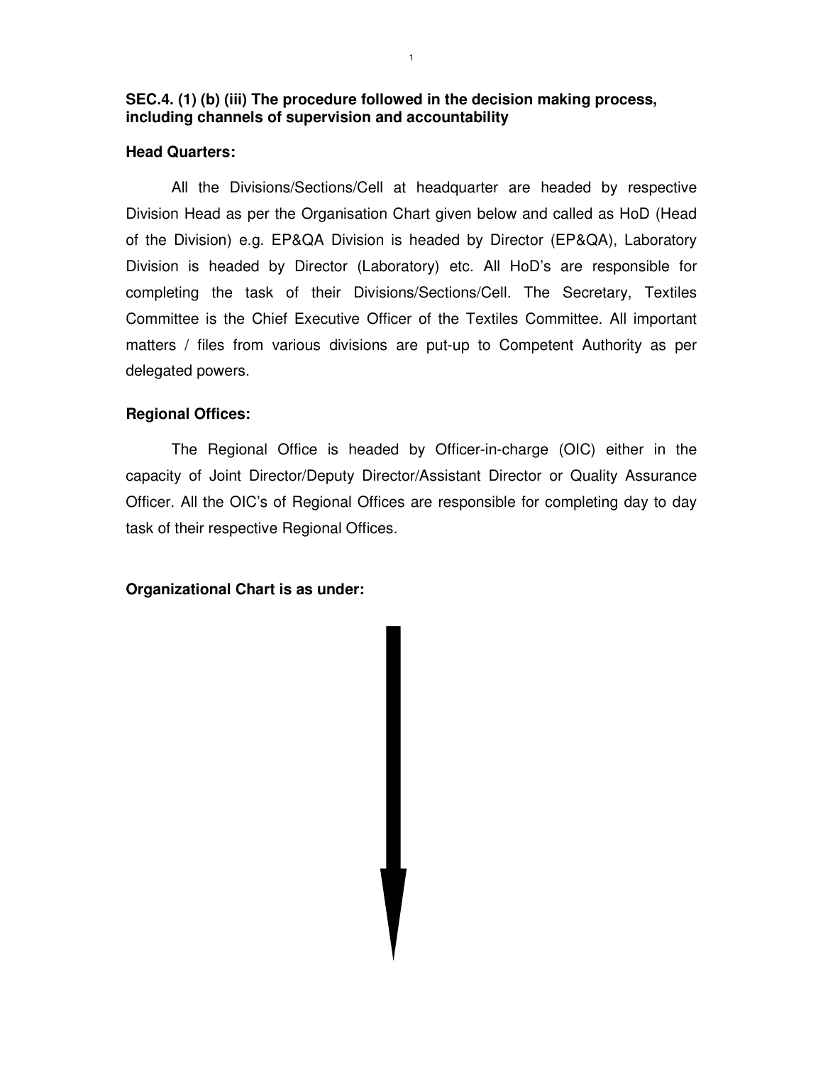**SEC.4. (1) (b) (iii) The procedure followed in the decision making process, including channels of supervision and accountability**

**Head Quarters:**

All the Divisions/Sections/Cell at headquarter are headed by respective Division Head as per the Organisation Chart given below and called as HoD (Head of the Division) e.g. EP&QA Division is headed by Director (EP&QA), Laboratory Division is headed by Director (Laboratory) etc. All HoD's are responsible for completing the task of their Divisions/Sections/Cell. The Secretary, Textiles Committee is the Chief Executive Officer of the Textiles Committee. All important matters / files from various divisions are put-up to Competent Authority as per delegated powers.

**Regional Offices:**

The Regional Office is headed by Officer-in-charge (OIC) either in the capacity of Joint Director/Deputy Director/Assistant Director or Quality Assurance Officer. All the OIC's of Regional Offices are responsible for completing day to day task of their respective Regional Offices.

**Organizational Chart is as under:**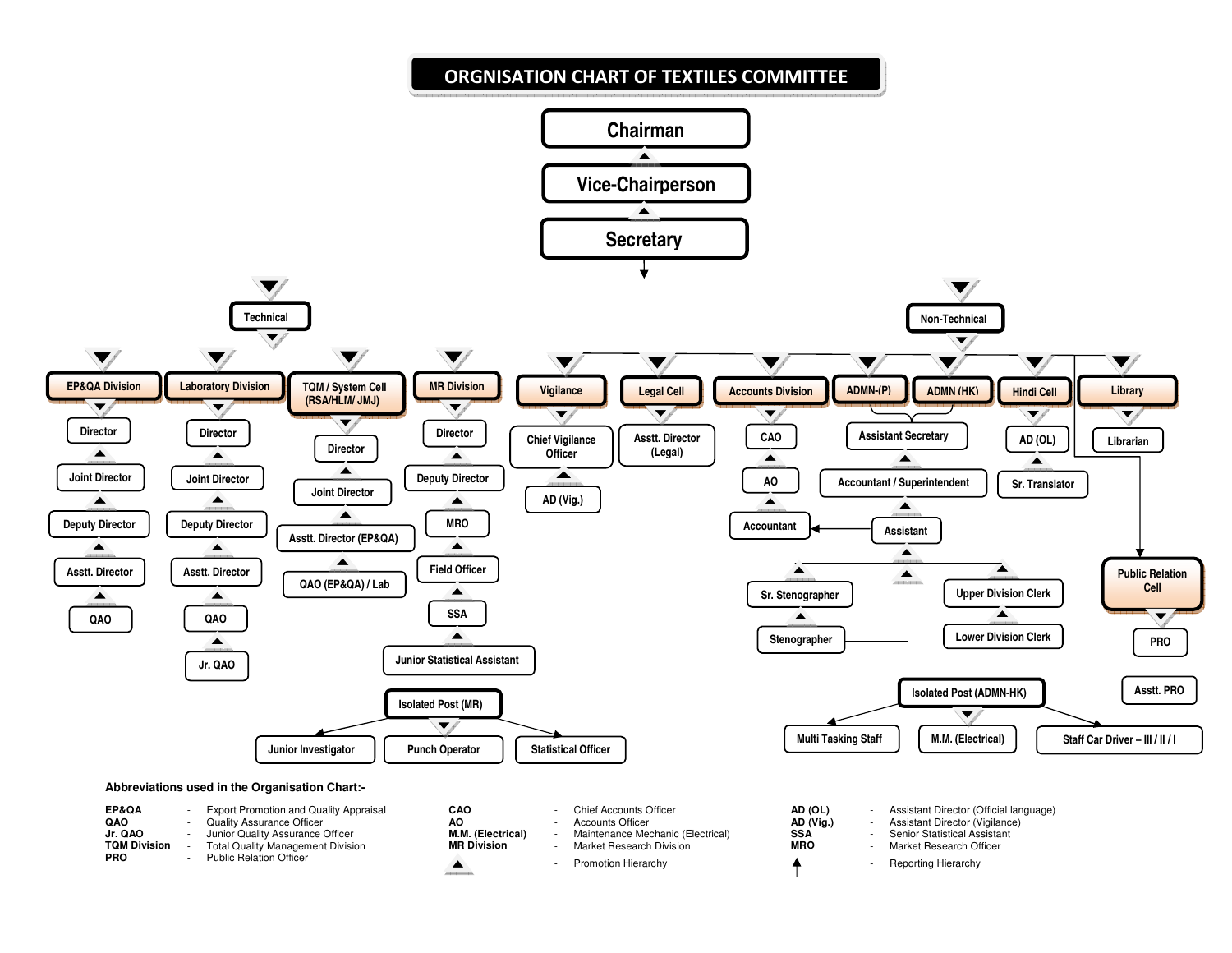# ORGNISATION CHART OF TEXTILES COMMITTEE

Chairman

Vice-Chairperson

Secretary

Technical

Non-Technical

EP&QA Division

Director

Joint Director

Deputy Director

Asstt. Director

QAO

Laboratory Division

Director

Joint Director

Deputy Director

Asstt. Director

QAO

Jr. QAO

TQM / System Cell (RSA/HLM/ JMJ)

Director

Joint Director

Asstt. Director (EP&QA)

QAO (EP&QA) / Lab

MR Division

Director

Deputy Director

MRO

Field Officer

SSA

Junior Statistical Assistant

Isolated Post (MR)

Junior Investigator

Punch Operator

Statistical Officer

Vigilance

Chief Vigilance Officer

AD (Vig.)

Legal Cell

Asstt. Director (Legal)

Accounts Division

CAO

AO

Accountant

ADMN-(P)

ADMN (HK)

Assistant Secretary

Accountant / Superintendent

Assistant

Sr. Stenographer

Stenographer

Upper Division Clerk

Lower Division Clerk

Isolated Post (ADMN-HK)

Multi Tasking Staff

M.M. (Electrical)

Staff Car Driver – III / II / I

Hindi Cell

AD (OL)

Sr. Translator

Library

Librarian

Public Relation Cell

PRO

Asstt. PRO

**Abbreviations used in the Organisation Chart:-**

| | | |
|---|---|---|
| **EP&QA** | - | Export Promotion and Quality Appraisal |
| **QAO** | - | Quality Assurance Officer |
| **Jr. QAO** | - | Junior Quality Assurance Officer |
| **TQM Division** | - | Total Quality Management Division |
| **PRO** | - | Public Relation Officer |
| **CAO** | - | Chief Accounts Officer |
| **AO** | - | Accounts Officer |
| **M.M. (Electrical)** | - | Maintenance Mechanic (Electrical) |
| **MR Division** | - | Market Research Division |
| ▲ | - | Promotion Hierarchy |
| **AD (OL)** | - | Assistant Director (Official language) |
| **AD (Vig.)** | - | Assistant Director (Vigilance) |
| **SSA** | - | Senior Statistical Assistant |
| **MRO** | - | Market Research Officer |
| ↑ | - | Reporting Hierarchy |